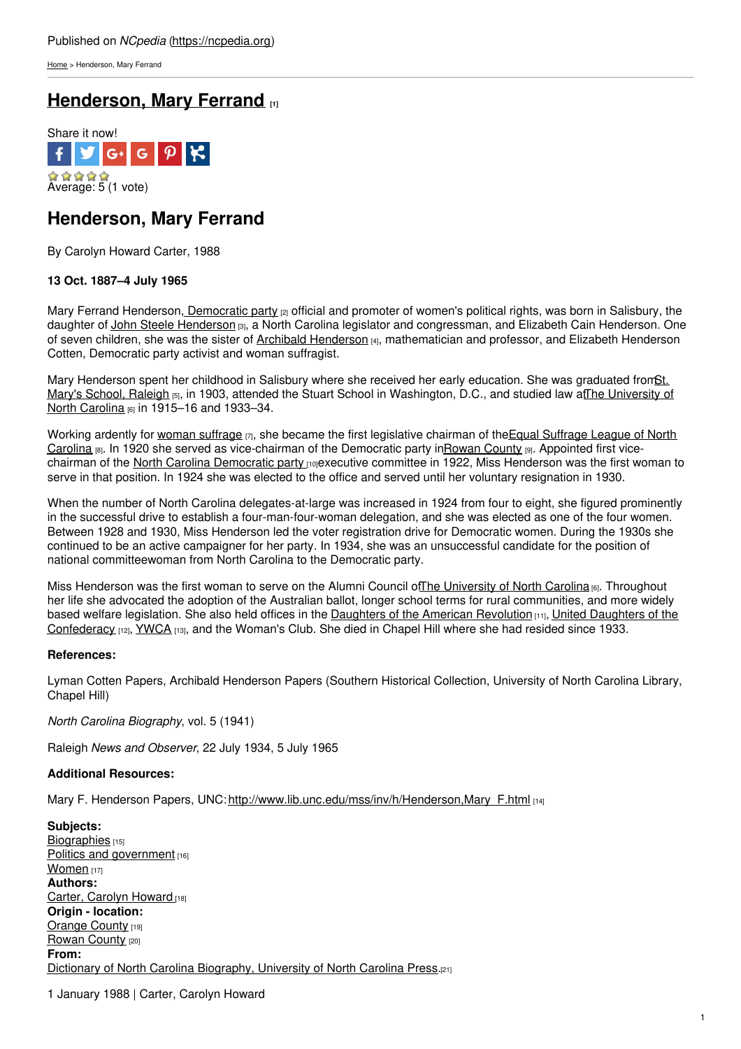Published on *NCpedia* (https://ncpedia.org)

Home > Henderson, Mary Ferrand

# Henderson, Mary Ferrand [1]

Share it now!

Average: 5 (1 vote)

## Henderson, Mary Ferrand

By Carolyn Howard Carter, 1988

**13 Oct. 1887–4 July 1965**

Mary Ferrand Henderson, Democratic party [2] official and promoter of women's political rights, was born in Salisbury, the daughter of John Steele Henderson [3], a North Carolina legislator and congressman, and Elizabeth Cain Henderson. One of seven children, she was the sister of Archibald Henderson [4], mathematician and professor, and Elizabeth Henderson Cotten, Democratic party activist and woman suffragist.

Mary Henderson spent her childhood in Salisbury where she received her early education. She was graduated from St. Mary's School, Raleigh [5], in 1903, attended the Stuart School in Washington, D.C., and studied law at The University of North Carolina [6] in 1915–16 and 1933–34.

Working ardently for woman suffrage [7], she became the first legislative chairman of the Equal Suffrage League of North Carolina [8]. In 1920 she served as vice-chairman of the Democratic party in Rowan County [9]. Appointed first vice-chairman of the North Carolina Democratic party [10] executive committee in 1922, Miss Henderson was the first woman to serve in that position. In 1924 she was elected to the office and served until her voluntary resignation in 1930.

When the number of North Carolina delegates-at-large was increased in 1924 from four to eight, she figured prominently in the successful drive to establish a four-man-four-woman delegation, and she was elected as one of the four women. Between 1928 and 1930, Miss Henderson led the voter registration drive for Democratic women. During the 1930s she continued to be an active campaigner for her party. In 1934, she was an unsuccessful candidate for the position of national committeewoman from North Carolina to the Democratic party.

Miss Henderson was the first woman to serve on the Alumni Council of The University of North Carolina [6]. Throughout her life she advocated the adoption of the Australian ballot, longer school terms for rural communities, and more widely based welfare legislation. She also held offices in the Daughters of the American Revolution [11], United Daughters of the Confederacy [12], YWCA [13], and the Woman's Club. She died in Chapel Hill where she had resided since 1933.

**References:**

Lyman Cotten Papers, Archibald Henderson Papers (Southern Historical Collection, University of North Carolina Library, Chapel Hill)

*North Carolina Biography*, vol. 5 (1941)

Raleigh *News and Observer*, 22 July 1934, 5 July 1965

**Additional Resources:**

Mary F. Henderson Papers, UNC: http://www.lib.unc.edu/mss/inv/h/Henderson,Mary_F.html [14]

**Subjects:**
Biographies [15]
Politics and government [16]
Women [17]
**Authors:**
Carter, Carolyn Howard [18]
**Origin - location:**
Orange County [19]
Rowan County [20]
**From:**
Dictionary of North Carolina Biography, University of North Carolina Press. [21]

1 January 1988 | Carter, Carolyn Howard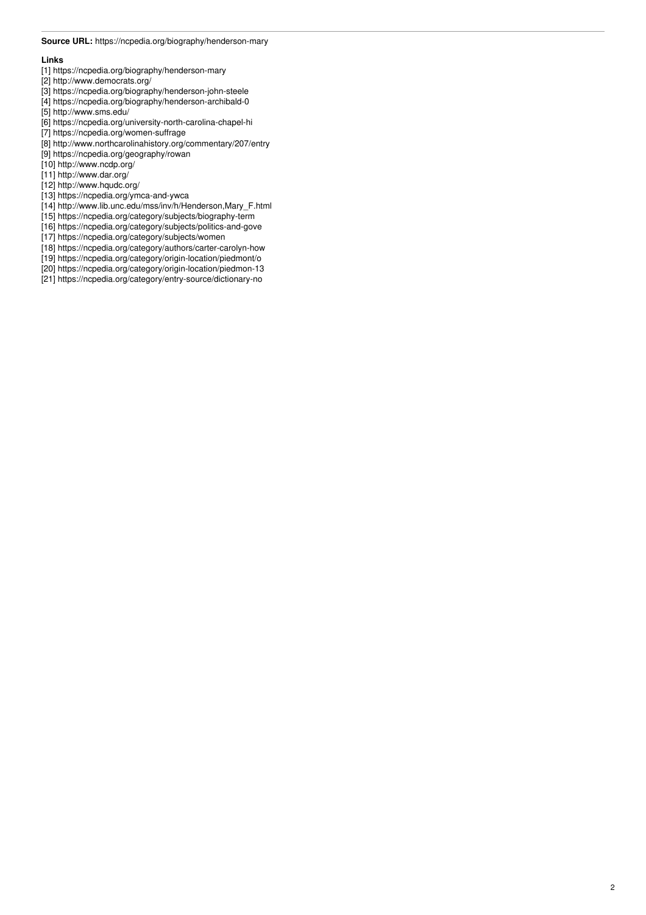**Source URL:** https://ncpedia.org/biography/henderson-mary

**Links**

[1] https://ncpedia.org/biography/henderson-mary
[2] http://www.democrats.org/
[3] https://ncpedia.org/biography/henderson-john-steele
[4] https://ncpedia.org/biography/henderson-archibald-0
[5] http://www.sms.edu/
[6] https://ncpedia.org/university-north-carolina-chapel-hi
[7] https://ncpedia.org/women-suffrage
[8] http://www.northcarolinahistory.org/commentary/207/entry
[9] https://ncpedia.org/geography/rowan
[10] http://www.ncdp.org/
[11] http://www.dar.org/
[12] http://www.hqudc.org/
[13] https://ncpedia.org/ymca-and-ywca
[14] http://www.lib.unc.edu/mss/inv/h/Henderson,Mary_F.html
[15] https://ncpedia.org/category/subjects/biography-term
[16] https://ncpedia.org/category/subjects/politics-and-gove
[17] https://ncpedia.org/category/subjects/women
[18] https://ncpedia.org/category/authors/carter-carolyn-how
[19] https://ncpedia.org/category/origin-location/piedmont/o
[20] https://ncpedia.org/category/origin-location/piedmon-13
[21] https://ncpedia.org/category/entry-source/dictionary-no